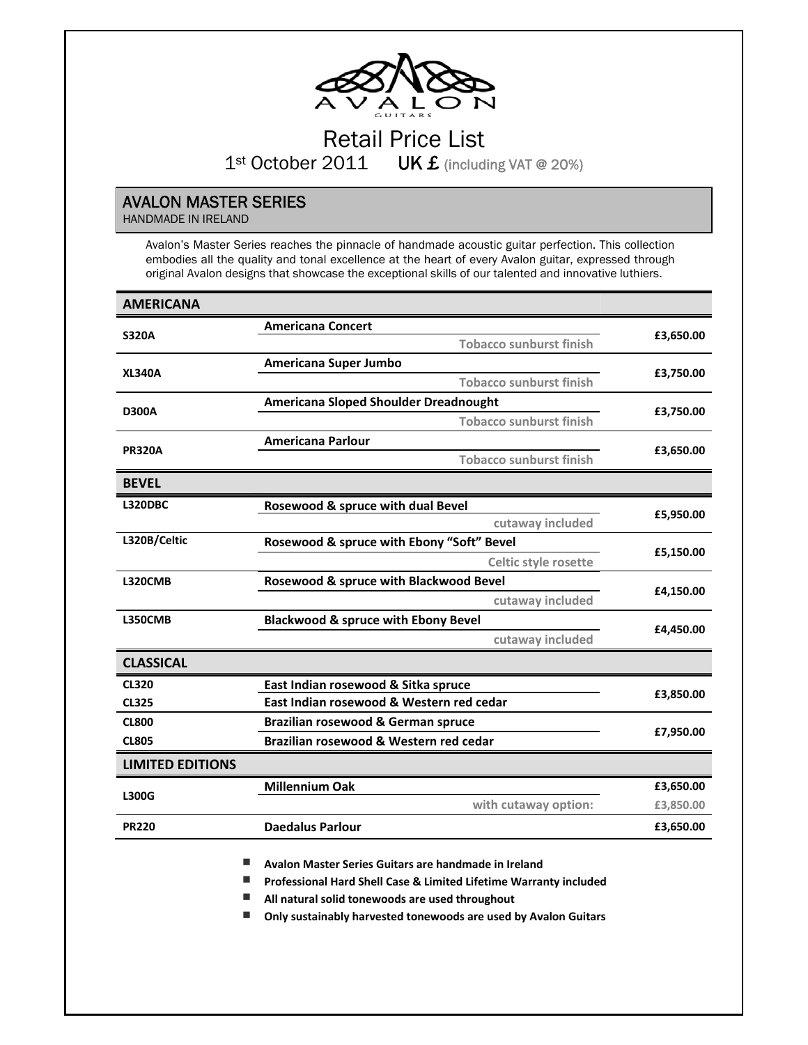AVALON GUITARS

# Retail Price List

1st October 2011 **UK £** (including VAT @ 20%)

## AVALON MASTER SERIES

HANDMADE IN IRELAND

Avalon's Master Series reaches the pinnacle of handmade acoustic guitar perfection. This collection embodies all the quality and tonal excellence at the heart of every Avalon guitar, expressed through original Avalon designs that showcase the exceptional skills of our talented and innovative luthiers.

| Model | Description | Price |
|---|---|---|
| **AMERICANA** | | |
| **S320A** | **Americana Concert** – Tobacco sunburst finish | **£3,650.00** |
| **XL340A** | **Americana Super Jumbo** – Tobacco sunburst finish | **£3,750.00** |
| **D300A** | **Americana Sloped Shoulder Dreadnought** – Tobacco sunburst finish | **£3,750.00** |
| **PR320A** | **Americana Parlour** – Tobacco sunburst finish | **£3,650.00** |
| **BEVEL** | | |
| **L320DBC** | **Rosewood & spruce with dual Bevel** – cutaway included | **£5,950.00** |
| **L320B/Celtic** | **Rosewood & spruce with Ebony "Soft" Bevel** – Celtic style rosette | **£5,150.00** |
| **L320CMB** | **Rosewood & spruce with Blackwood Bevel** – cutaway included | **£4,150.00** |
| **L350CMB** | **Blackwood & spruce with Ebony Bevel** – cutaway included | **£4,450.00** |
| **CLASSICAL** | | |
| **CL320** | **East Indian rosewood & Sitka spruce** | **£3,850.00** |
| **CL325** | **East Indian rosewood & Western red cedar** | **£3,850.00** |
| **CL800** | **Brazilian rosewood & German spruce** | **£7,950.00** |
| **CL805** | **Brazilian rosewood & Western red cedar** | **£7,950.00** |
| **LIMITED EDITIONS** | | |
| **L300G** | **Millennium Oak** | **£3,650.00** |
| | with cutaway option: | **£3,850.00** |
| **PR220** | **Daedalus Parlour** | **£3,650.00** |

- **Avalon Master Series Guitars are handmade in Ireland**
- **Professional Hard Shell Case & Limited Lifetime Warranty included**
- **All natural solid tonewoods are used throughout**
- **Only sustainably harvested tonewoods are used by Avalon Guitars**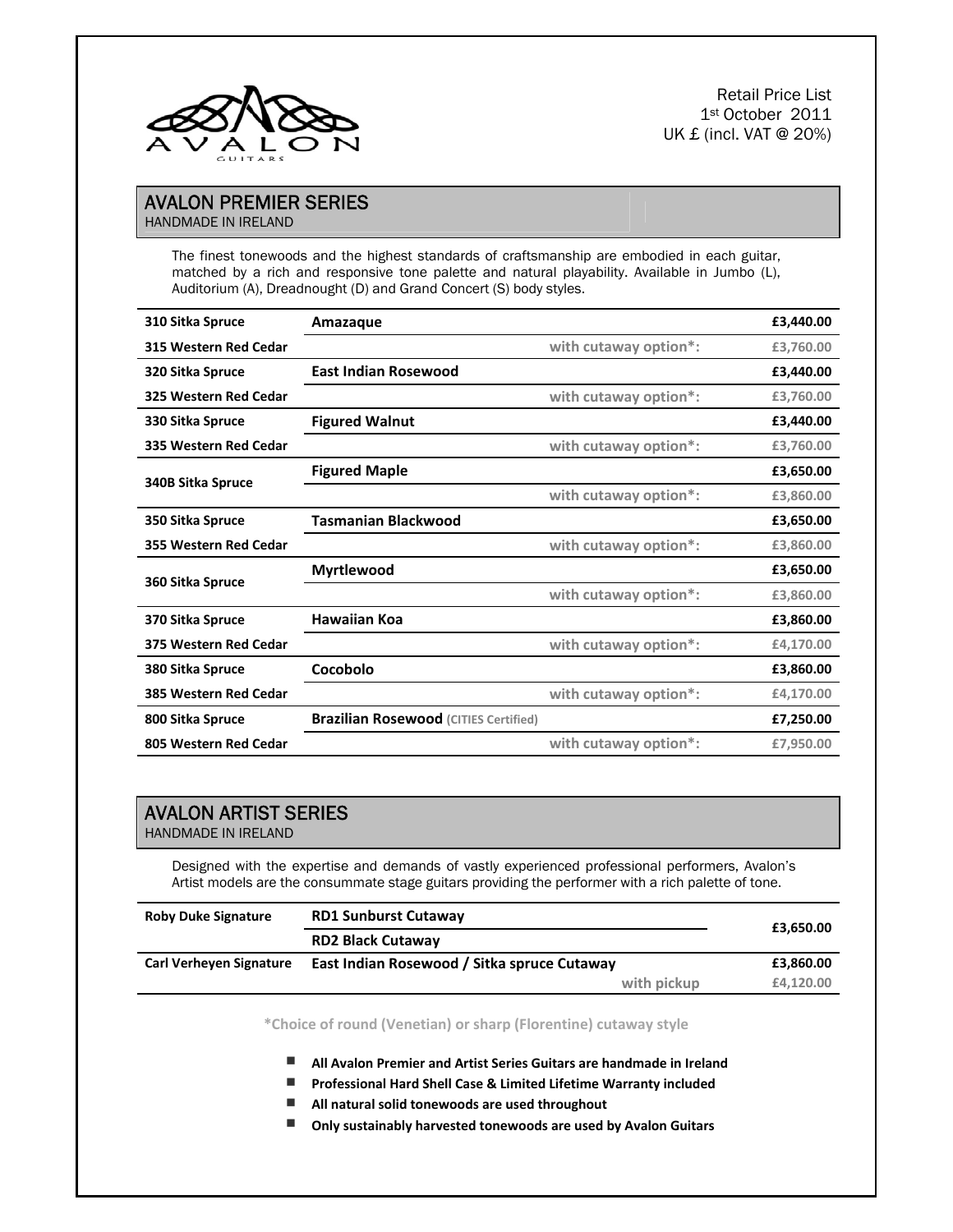Retail Price List
1st October 2011
UK £ (incl. VAT @ 20%)

## AVALON PREMIER SERIES

HANDMADE IN IRELAND

The finest tonewoods and the highest standards of craftsmanship are embodied in each guitar, matched by a rich and responsive tone palette and natural playability. Available in Jumbo (L), Auditorium (A), Dreadnought (D) and Grand Concert (S) body styles.

| Model | Tonewood | Option | Price |
|---|---|---|---|
| **310 Sitka Spruce** | **Amazaque** | | **£3,440.00** |
| **315 Western Red Cedar** | | with cutaway option*: | £3,760.00 |
| **320 Sitka Spruce** | **East Indian Rosewood** | | **£3,440.00** |
| **325 Western Red Cedar** | | with cutaway option*: | £3,760.00 |
| **330 Sitka Spruce** | **Figured Walnut** | | **£3,440.00** |
| **335 Western Red Cedar** | | with cutaway option*: | £3,760.00 |
| **340B Sitka Spruce** | **Figured Maple** | | **£3,650.00** |
| | | with cutaway option*: | £3,860.00 |
| **350 Sitka Spruce** | **Tasmanian Blackwood** | | **£3,650.00** |
| **355 Western Red Cedar** | | with cutaway option*: | £3,860.00 |
| **360 Sitka Spruce** | **Myrtlewood** | | **£3,650.00** |
| | | with cutaway option*: | £3,860.00 |
| **370 Sitka Spruce** | **Hawaiian Koa** | | **£3,860.00** |
| **375 Western Red Cedar** | | with cutaway option*: | £4,170.00 |
| **380 Sitka Spruce** | **Cocobolo** | | **£3,860.00** |
| **385 Western Red Cedar** | | with cutaway option*: | £4,170.00 |
| **800 Sitka Spruce** | **Brazilian Rosewood** (CITIES Certified) | | **£7,250.00** |
| **805 Western Red Cedar** | | with cutaway option*: | £7,950.00 |

## AVALON ARTIST SERIES

HANDMADE IN IRELAND

Designed with the expertise and demands of vastly experienced professional performers, Avalon's Artist models are the consummate stage guitars providing the performer with a rich palette of tone.

| Model | Description | Option | Price |
|---|---|---|---|
| **Roby Duke Signature** | **RD1 Sunburst Cutaway** | | **£3,650.00** |
| | **RD2 Black Cutaway** | | |
| **Carl Verheyen Signature** | **East Indian Rosewood / Sitka spruce Cutaway** | | **£3,860.00** |
| | | with pickup | £4,120.00 |

**\*Choice of round (Venetian) or sharp (Florentine) cutaway style**

- **All Avalon Premier and Artist Series Guitars are handmade in Ireland**
- **Professional Hard Shell Case & Limited Lifetime Warranty included**
- **All natural solid tonewoods are used throughout**
- **Only sustainably harvested tonewoods are used by Avalon Guitars**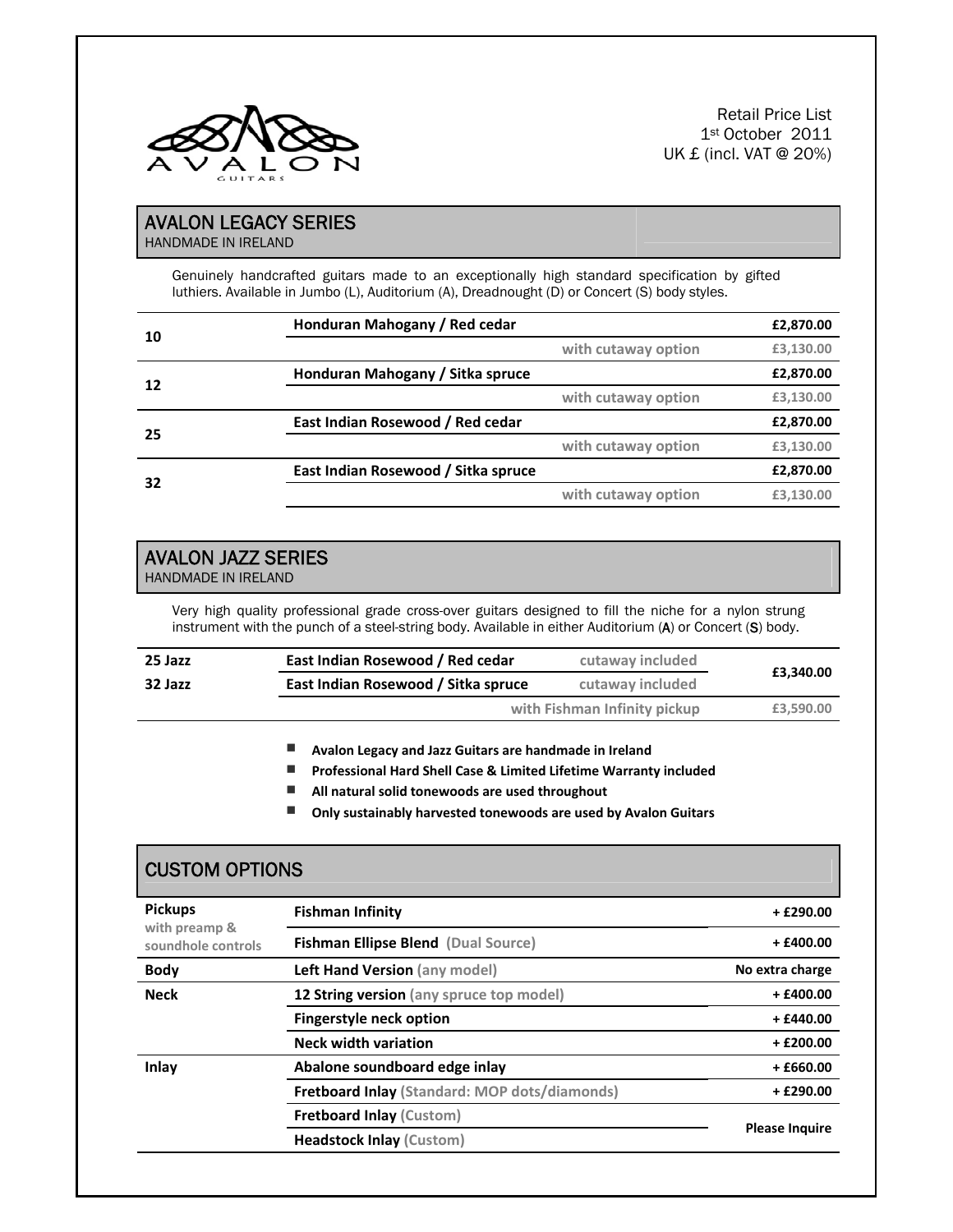AVALON GUITARS

Retail Price List
1st October 2011
UK £ (incl. VAT @ 20%)

## AVALON LEGACY SERIES

HANDMADE IN IRELAND

Genuinely handcrafted guitars made to an exceptionally high standard specification by gifted luthiers. Available in Jumbo (L), Auditorium (A), Dreadnought (D) or Concert (S) body styles.

| | | | |
|---|---|---|---|
| **10** | **Honduran Mahogany / Red cedar** | | **£2,870.00** |
| | | **with cutaway option** | **£3,130.00** |
| **12** | **Honduran Mahogany / Sitka spruce** | | **£2,870.00** |
| | | **with cutaway option** | **£3,130.00** |
| **25** | **East Indian Rosewood / Red cedar** | | **£2,870.00** |
| | | **with cutaway option** | **£3,130.00** |
| **32** | **East Indian Rosewood / Sitka spruce** | | **£2,870.00** |
| | | **with cutaway option** | **£3,130.00** |

## AVALON JAZZ SERIES

HANDMADE IN IRELAND

Very high quality professional grade cross-over guitars designed to fill the niche for a nylon strung instrument with the punch of a steel-string body. Available in either Auditorium (**A**) or Concert (**S**) body.

| | | | |
|---|---|---|---|
| **25 Jazz** | **East Indian Rosewood / Red cedar** | **cutaway included** | **£3,340.00** |
| **32 Jazz** | **East Indian Rosewood / Sitka spruce** | **cutaway included** | |
| | | **with Fishman Infinity pickup** | **£3,590.00** |

- **Avalon Legacy and Jazz Guitars are handmade in Ireland**
- **Professional Hard Shell Case & Limited Lifetime Warranty included**
- **All natural solid tonewoods are used throughout**
- **Only sustainably harvested tonewoods are used by Avalon Guitars**

## CUSTOM OPTIONS

| | | |
|---|---|---|
| **Pickups** with preamp & soundhole controls | **Fishman Infinity** | **+ £290.00** |
| | **Fishman Ellipse Blend (Dual Source)** | **+ £400.00** |
| **Body** | **Left Hand Version (any model)** | **No extra charge** |
| **Neck** | **12 String version (any spruce top model)** | **+ £400.00** |
| | **Fingerstyle neck option** | **+ £440.00** |
| | **Neck width variation** | **+ £200.00** |
| **Inlay** | **Abalone soundboard edge inlay** | **+ £660.00** |
| | **Fretboard Inlay (Standard: MOP dots/diamonds)** | **+ £290.00** |
| | **Fretboard Inlay (Custom)** | **Please Inquire** |
| | **Headstock Inlay (Custom)** | |